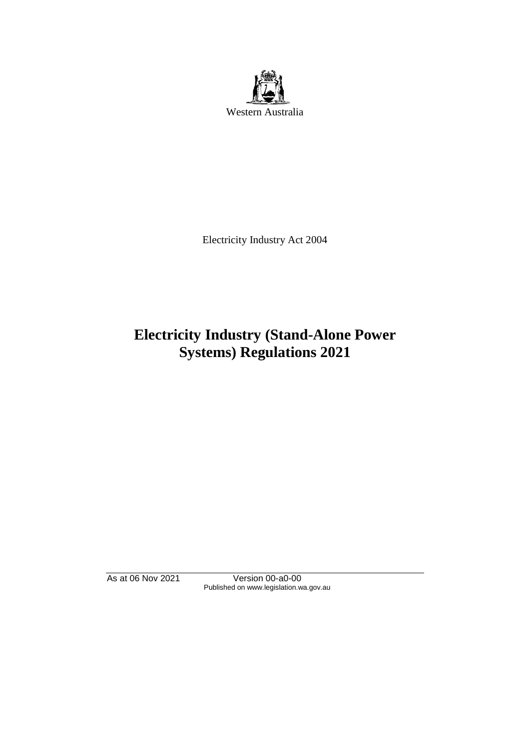Western Australia

Electricity Industry Act 2004

# Electricity Industry (Stand-Alone Power Systems) Regulations 2021

As at 06 Nov 2021 Version 00-a0-00
Published on www.legislation.wa.gov.au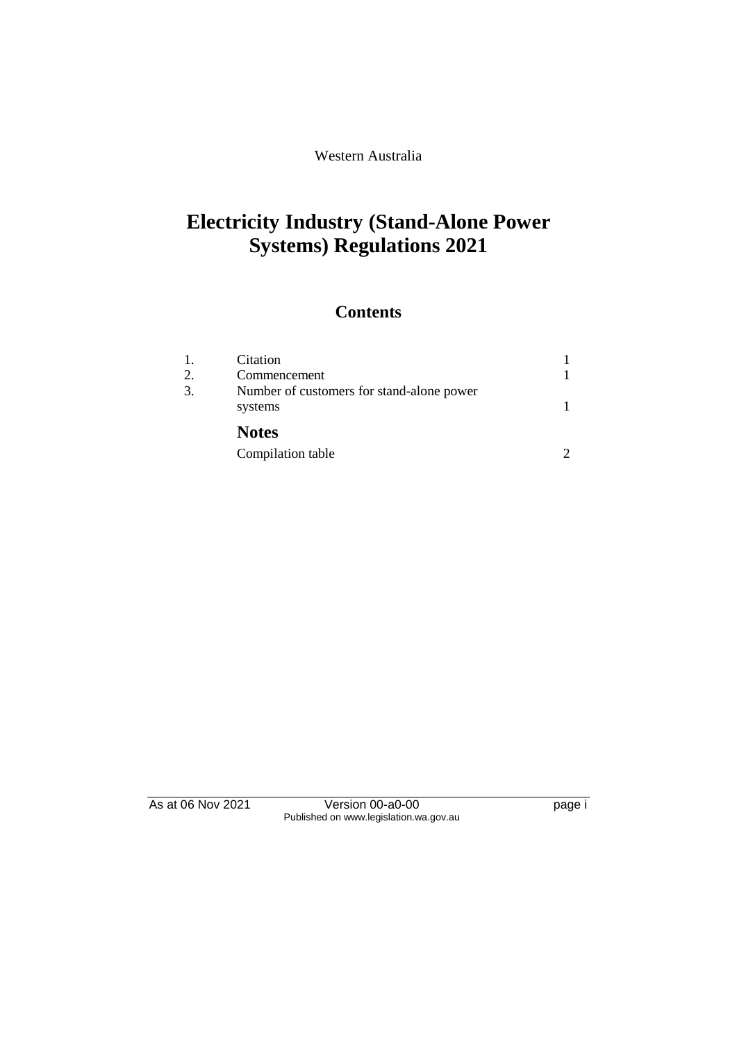Western Australia

# Electricity Industry (Stand-Alone Power Systems) Regulations 2021

## Contents

| | | |
|---|---|---|
| 1. | Citation | 1 |
| 2. | Commencement | 1 |
| 3. | Number of customers for stand-alone power systems | 1 |
| | **Notes** | |
| | Compilation table | 2 |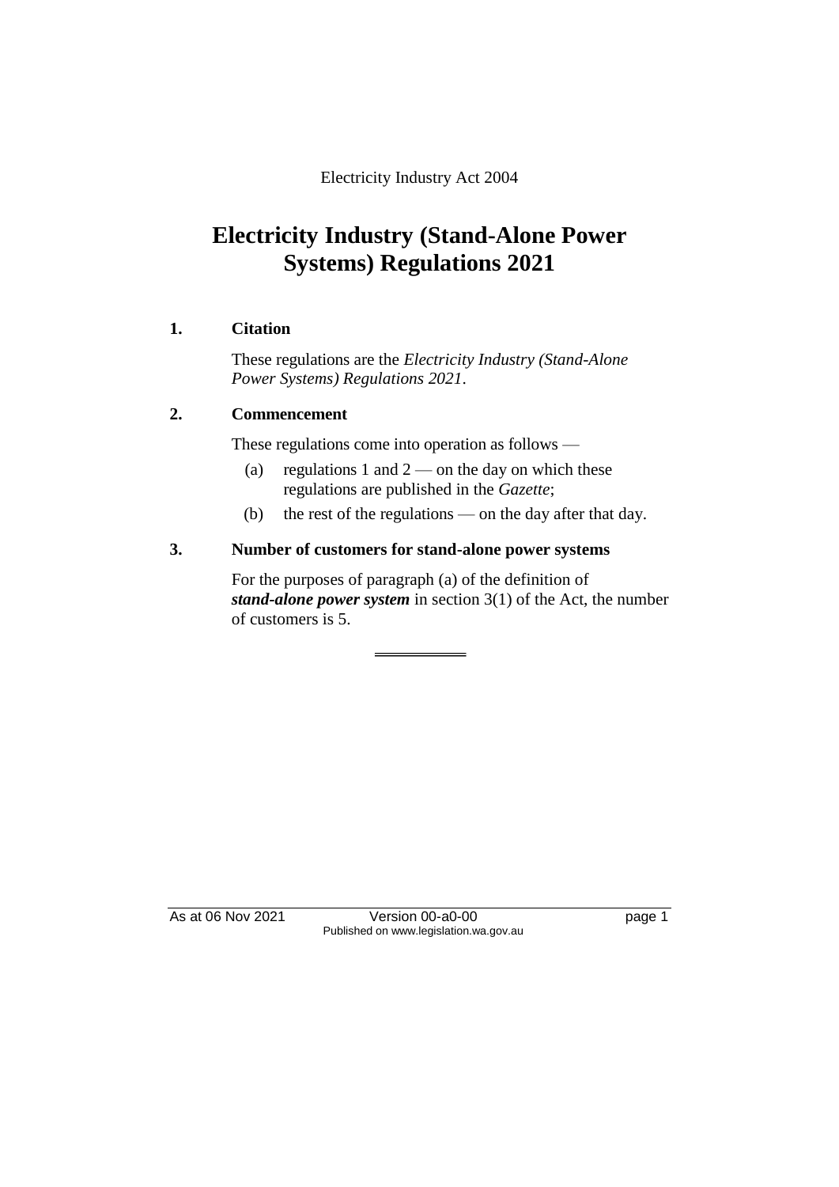Electricity Industry Act 2004

# Electricity Industry (Stand-Alone Power Systems) Regulations 2021

## 1. Citation

These regulations are the *Electricity Industry (Stand-Alone Power Systems) Regulations 2021*.

## 2. Commencement

These regulations come into operation as follows —

(a) regulations 1 and 2 — on the day on which these regulations are published in the *Gazette*;

(b) the rest of the regulations — on the day after that day.

## 3. Number of customers for stand-alone power systems

For the purposes of paragraph (a) of the definition of ***stand-alone power system*** in section 3(1) of the Act, the number of customers is 5.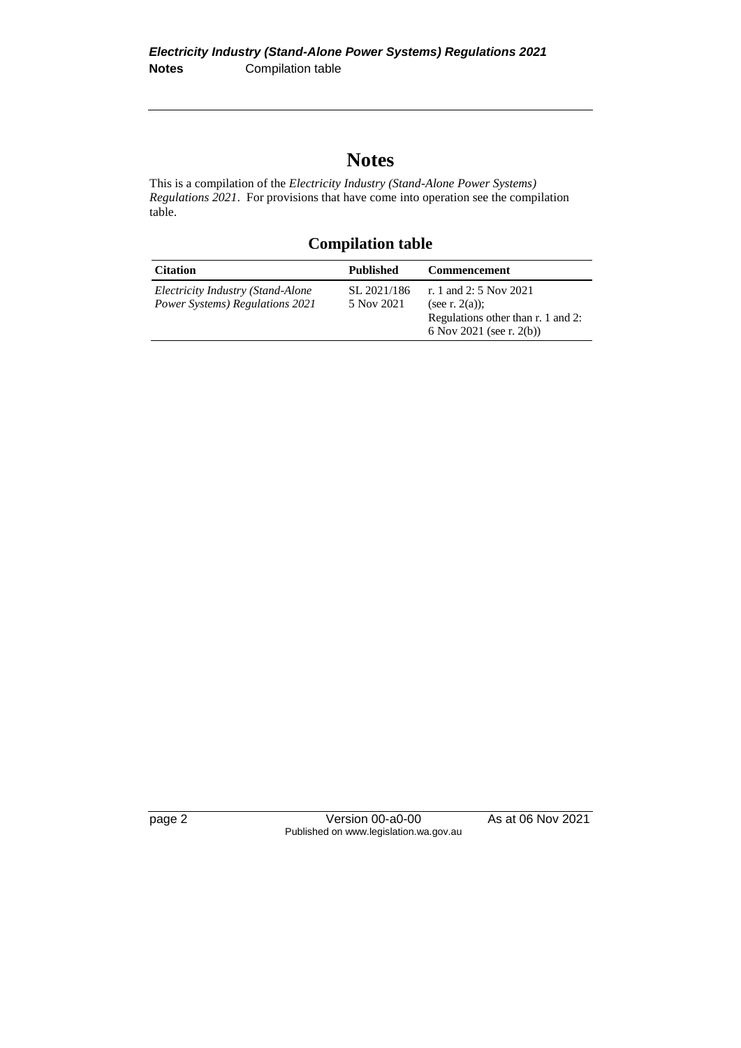# Notes

This is a compilation of the *Electricity Industry (Stand-Alone Power Systems) Regulations 2021*. For provisions that have come into operation see the compilation table.

## Compilation table

| Citation | Published | Commencement |
|---|---|---|
| *Electricity Industry (Stand-Alone Power Systems) Regulations 2021* | SL 2021/186 5 Nov 2021 | r. 1 and 2: 5 Nov 2021 (see r. 2(a)); Regulations other than r. 1 and 2: 6 Nov 2021 (see r. 2(b)) |